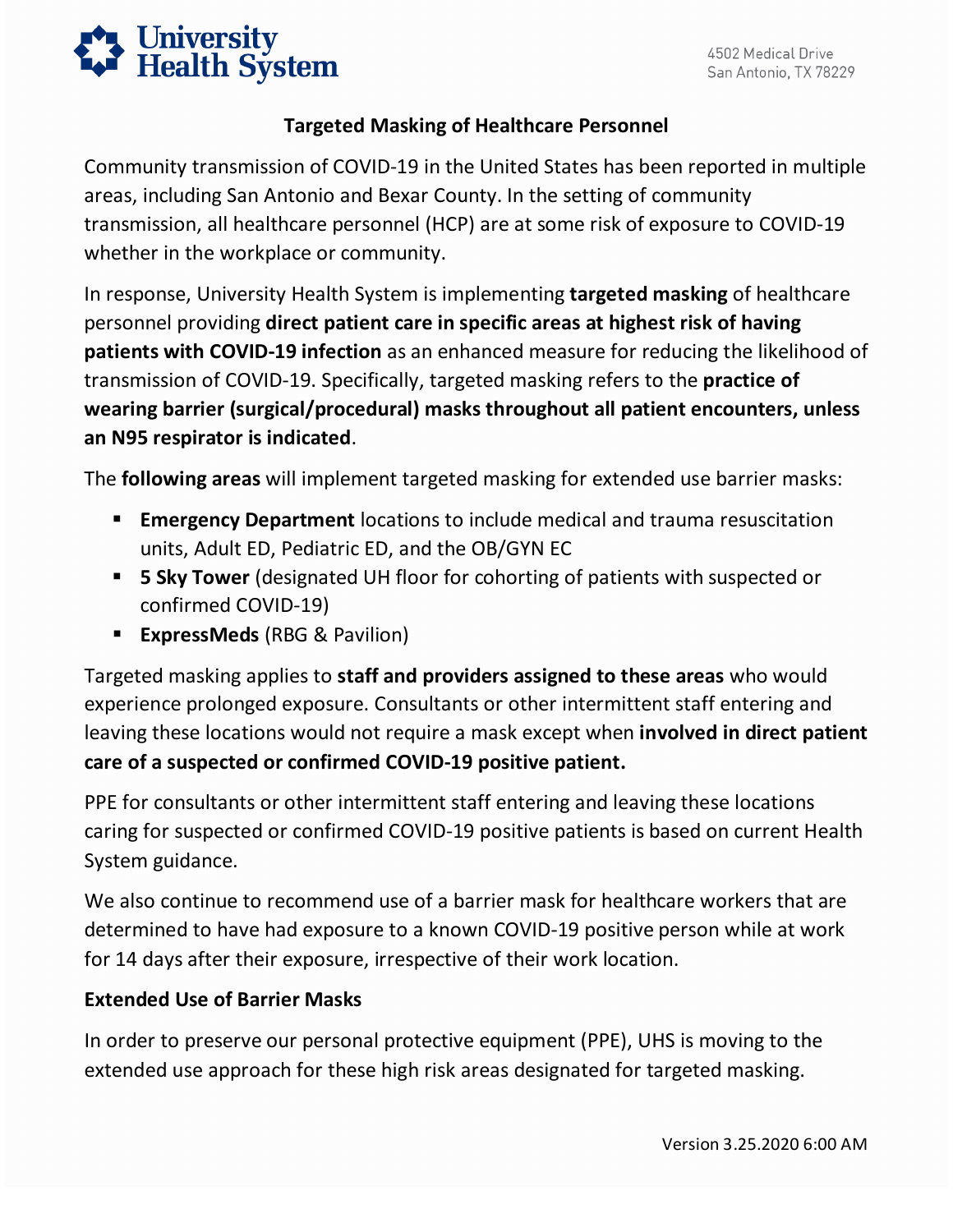University Health System

4502 Medical Drive
San Antonio, TX 78229

# Targeted Masking of Healthcare Personnel

Community transmission of COVID-19 in the United States has been reported in multiple areas, including San Antonio and Bexar County. In the setting of community transmission, all healthcare personnel (HCP) are at some risk of exposure to COVID-19 whether in the workplace or community.

In response, University Health System is implementing **targeted masking** of healthcare personnel providing **direct patient care in specific areas at highest risk of having patients with COVID-19 infection** as an enhanced measure for reducing the likelihood of transmission of COVID-19. Specifically, targeted masking refers to the **practice of wearing barrier (surgical/procedural) masks throughout all patient encounters, unless an N95 respirator is indicated**.

The **following areas** will implement targeted masking for extended use barrier masks:

- **Emergency Department** locations to include medical and trauma resuscitation units, Adult ED, Pediatric ED, and the OB/GYN EC
- **5 Sky Tower** (designated UH floor for cohorting of patients with suspected or confirmed COVID-19)
- **ExpressMeds** (RBG & Pavilion)

Targeted masking applies to **staff and providers assigned to these areas** who would experience prolonged exposure. Consultants or other intermittent staff entering and leaving these locations would not require a mask except when **involved in direct patient care of a suspected or confirmed COVID-19 positive patient.**

PPE for consultants or other intermittent staff entering and leaving these locations caring for suspected or confirmed COVID-19 positive patients is based on current Health System guidance.

We also continue to recommend use of a barrier mask for healthcare workers that are determined to have had exposure to a known COVID-19 positive person while at work for 14 days after their exposure, irrespective of their work location.

## Extended Use of Barrier Masks

In order to preserve our personal protective equipment (PPE), UHS is moving to the extended use approach for these high risk areas designated for targeted masking.

Version 3.25.2020 6:00 AM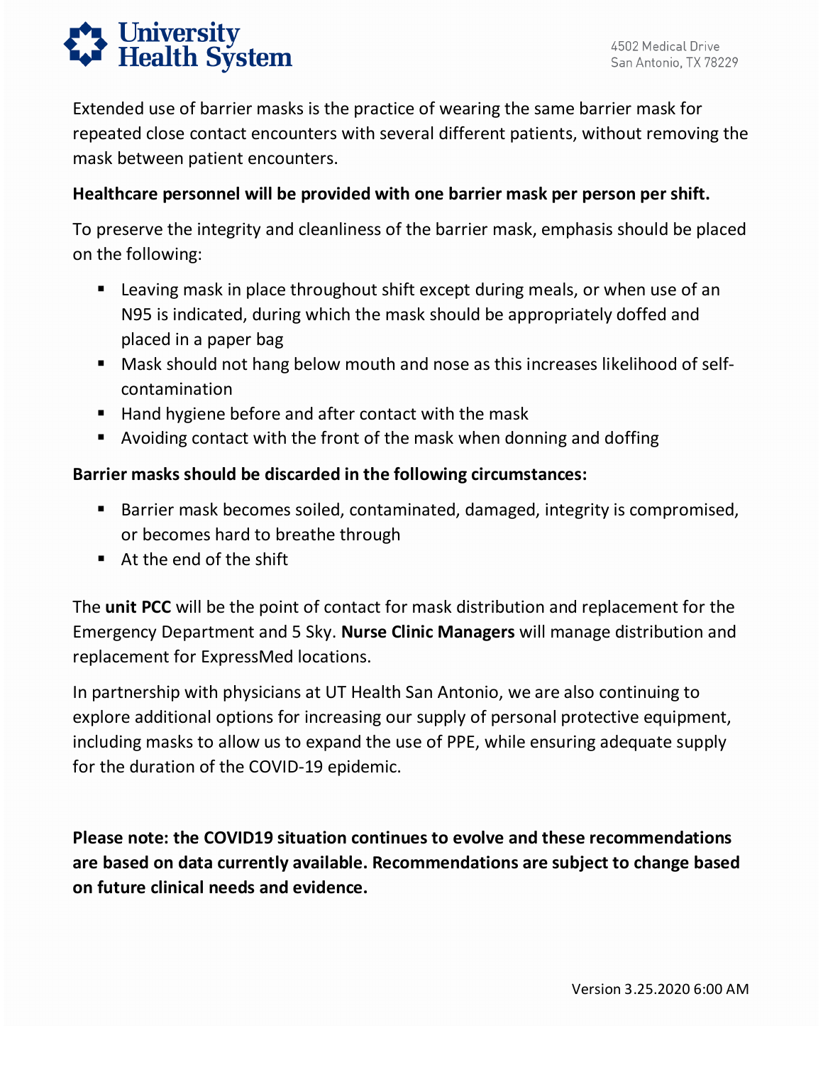Extended use of barrier masks is the practice of wearing the same barrier mask for repeated close contact encounters with several different patients, without removing the mask between patient encounters.

**Healthcare personnel will be provided with one barrier mask per person per shift.**

To preserve the integrity and cleanliness of the barrier mask, emphasis should be placed on the following:

- Leaving mask in place throughout shift except during meals, or when use of an N95 is indicated, during which the mask should be appropriately doffed and placed in a paper bag
- Mask should not hang below mouth and nose as this increases likelihood of self-contamination
- Hand hygiene before and after contact with the mask
- Avoiding contact with the front of the mask when donning and doffing

**Barrier masks should be discarded in the following circumstances:**

- Barrier mask becomes soiled, contaminated, damaged, integrity is compromised, or becomes hard to breathe through
- At the end of the shift

The **unit PCC** will be the point of contact for mask distribution and replacement for the Emergency Department and 5 Sky. **Nurse Clinic Managers** will manage distribution and replacement for ExpressMed locations.

In partnership with physicians at UT Health San Antonio, we are also continuing to explore additional options for increasing our supply of personal protective equipment, including masks to allow us to expand the use of PPE, while ensuring adequate supply for the duration of the COVID-19 epidemic.

**Please note: the COVID19 situation continues to evolve and these recommendations are based on data currently available. Recommendations are subject to change based on future clinical needs and evidence.**

Version 3.25.2020 6:00 AM